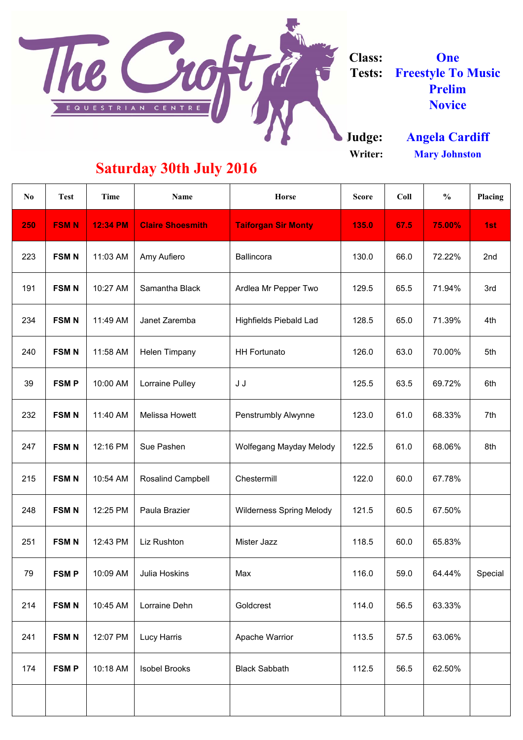# The Croft Equestrian Centre

**Class:** One

**Tests:** Freestyle To Music Prelim Novice

**Judge:** Angela Cardiff

**Writer:** Mary Johnston

## Saturday 30th July 2016

| No | Test | Time | Name | Horse | Score | Coll | % | Placing |
|---|---|---|---|---|---|---|---|---|
| 250 | FSM N | 12:34 PM | Claire Shoesmith | Taiforgan Sir Monty | 135.0 | 67.5 | 75.00% | 1st |
| 223 | FSM N | 11:03 AM | Amy Aufiero | Ballincora | 130.0 | 66.0 | 72.22% | 2nd |
| 191 | FSM N | 10:27 AM | Samantha Black | Ardlea Mr Pepper Two | 129.5 | 65.5 | 71.94% | 3rd |
| 234 | FSM N | 11:49 AM | Janet Zaremba | Highfields Piebald Lad | 128.5 | 65.0 | 71.39% | 4th |
| 240 | FSM N | 11:58 AM | Helen Timpany | HH Fortunato | 126.0 | 63.0 | 70.00% | 5th |
| 39 | FSM P | 10:00 AM | Lorraine Pulley | J J | 125.5 | 63.5 | 69.72% | 6th |
| 232 | FSM N | 11:40 AM | Melissa Howett | Penstrumbly Alwynne | 123.0 | 61.0 | 68.33% | 7th |
| 247 | FSM N | 12:16 PM | Sue Pashen | Wolfegang Mayday Melody | 122.5 | 61.0 | 68.06% | 8th |
| 215 | FSM N | 10:54 AM | Rosalind Campbell | Chestermill | 122.0 | 60.0 | 67.78% | |
| 248 | FSM N | 12:25 PM | Paula Brazier | Wilderness Spring Melody | 121.5 | 60.5 | 67.50% | |
| 251 | FSM N | 12:43 PM | Liz Rushton | Mister Jazz | 118.5 | 60.0 | 65.83% | |
| 79 | FSM P | 10:09 AM | Julia Hoskins | Max | 116.0 | 59.0 | 64.44% | Special |
| 214 | FSM N | 10:45 AM | Lorraine Dehn | Goldcrest | 114.0 | 56.5 | 63.33% | |
| 241 | FSM N | 12:07 PM | Lucy Harris | Apache Warrior | 113.5 | 57.5 | 63.06% | |
| 174 | FSM P | 10:18 AM | Isobel Brooks | Black Sabbath | 112.5 | 56.5 | 62.50% | |
| | | | | | | | | |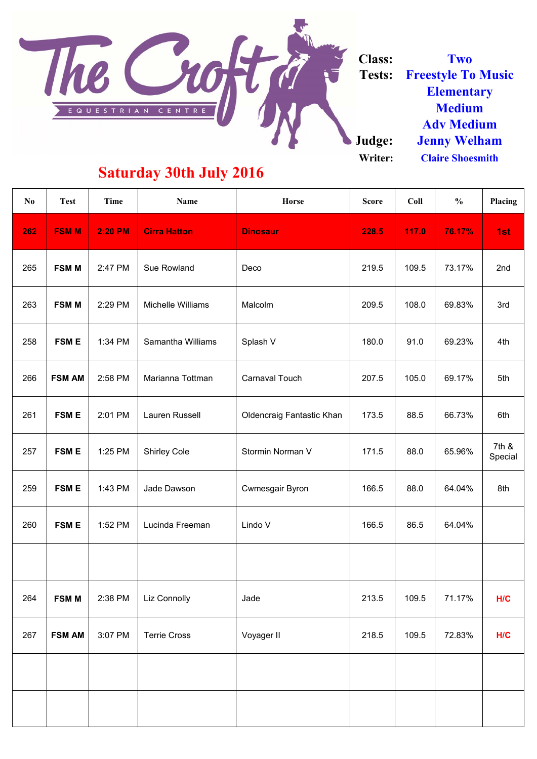The Croft
EQUESTRIAN CENTRE

**Class:** Two

**Tests:** Freestyle To Music Elementary Medium Adv Medium

**Judge:** Jenny Welham

**Writer:** Claire Shoesmith

## Saturday 30th July 2016

| No | Test | Time | Name | Horse | Score | Coll | % | Placing |
|---|---|---|---|---|---|---|---|---|
| 262 | FSM M | 2:20 PM | Cirra Hatton | Dinosaur | 228.5 | 117.0 | 76.17% | 1st |
| 265 | FSM M | 2:47 PM | Sue Rowland | Deco | 219.5 | 109.5 | 73.17% | 2nd |
| 263 | FSM M | 2:29 PM | Michelle Williams | Malcolm | 209.5 | 108.0 | 69.83% | 3rd |
| 258 | FSM E | 1:34 PM | Samantha Williams | Splash V | 180.0 | 91.0 | 69.23% | 4th |
| 266 | FSM AM | 2:58 PM | Marianna Tottman | Carnaval Touch | 207.5 | 105.0 | 69.17% | 5th |
| 261 | FSM E | 2:01 PM | Lauren Russell | Oldencraig Fantastic Khan | 173.5 | 88.5 | 66.73% | 6th |
| 257 | FSM E | 1:25 PM | Shirley Cole | Stormin Norman V | 171.5 | 88.0 | 65.96% | 7th & Special |
| 259 | FSM E | 1:43 PM | Jade Dawson | Cwmesgair Byron | 166.5 | 88.0 | 64.04% | 8th |
| 260 | FSM E | 1:52 PM | Lucinda Freeman | Lindo V | 166.5 | 86.5 | 64.04% | |
| | | | | | | | | |
| 264 | FSM M | 2:38 PM | Liz Connolly | Jade | 213.5 | 109.5 | 71.17% | H/C |
| 267 | FSM AM | 3:07 PM | Terrie Cross | Voyager II | 218.5 | 109.5 | 72.83% | H/C |
| | | | | | | | | |
| | | | | | | | | |